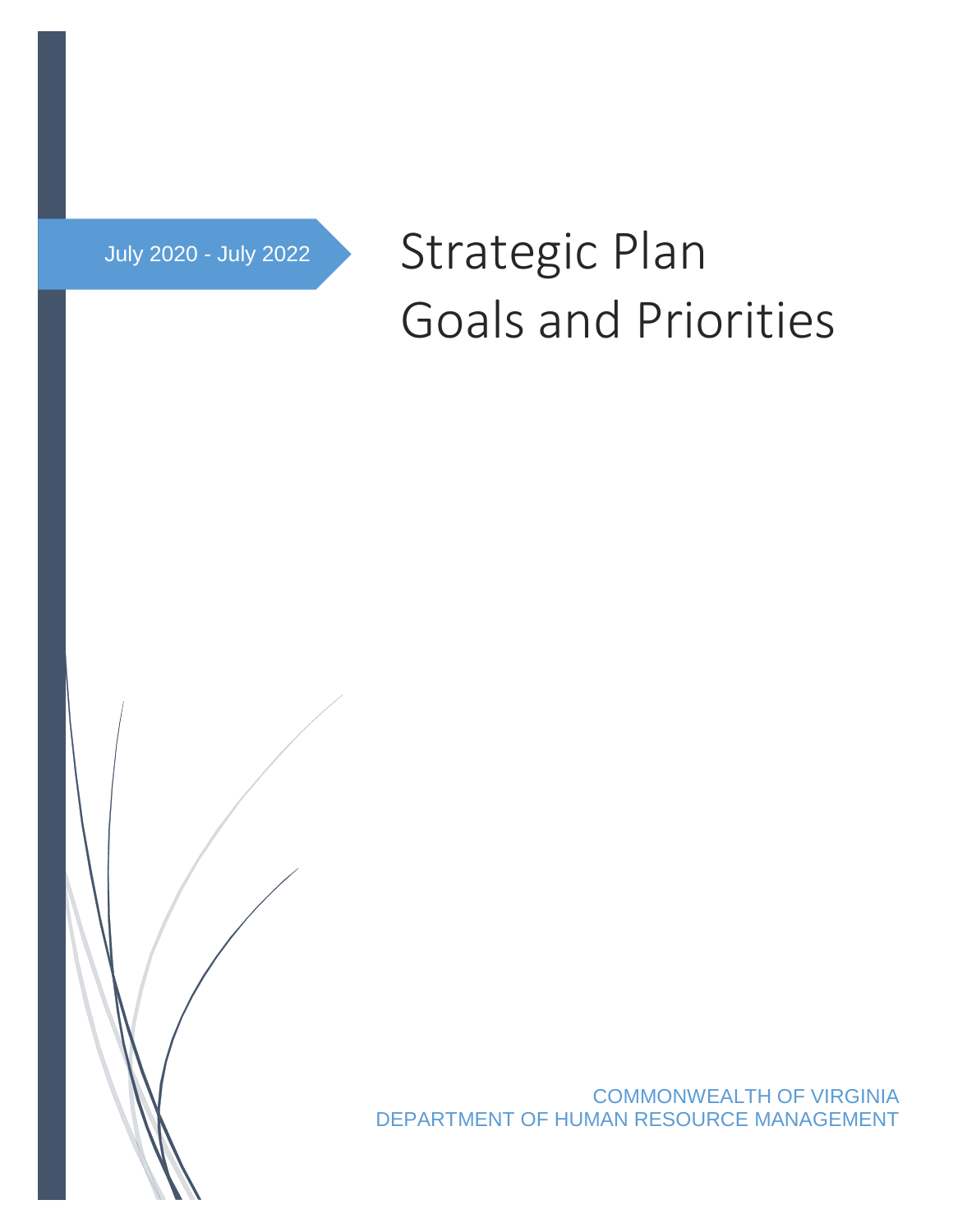July 2020 - July 2022

# Strategic Plan Goals and Priorities

COMMONWEALTH OF VIRGINIA
DEPARTMENT OF HUMAN RESOURCE MANAGEMENT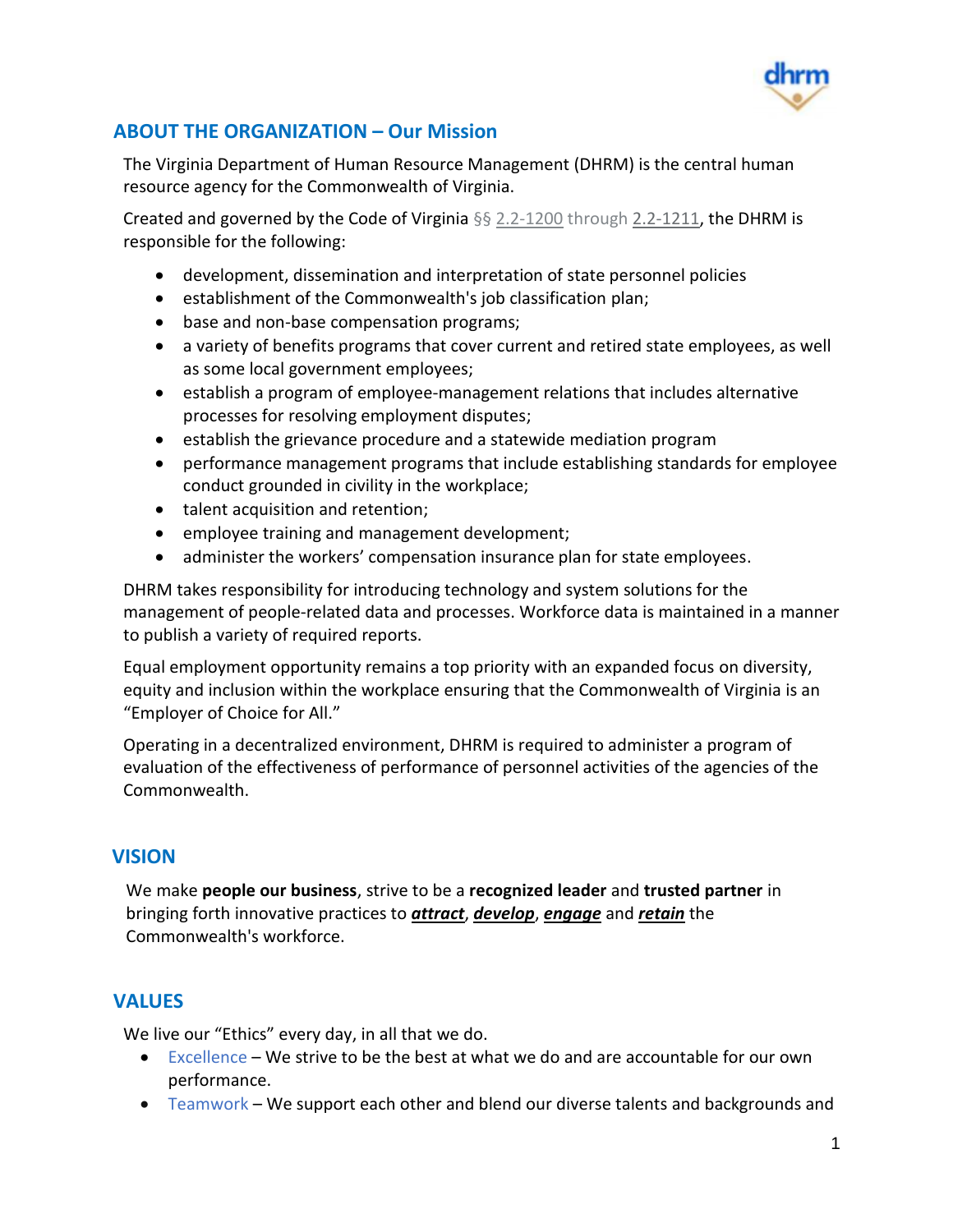## ABOUT THE ORGANIZATION – Our Mission

The Virginia Department of Human Resource Management (DHRM) is the central human resource agency for the Commonwealth of Virginia.

Created and governed by the Code of Virginia §§ 2.2-1200 through 2.2-1211, the DHRM is responsible for the following:

- development, dissemination and interpretation of state personnel policies
- establishment of the Commonwealth's job classification plan;
- base and non-base compensation programs;
- a variety of benefits programs that cover current and retired state employees, as well as some local government employees;
- establish a program of employee-management relations that includes alternative processes for resolving employment disputes;
- establish the grievance procedure and a statewide mediation program
- performance management programs that include establishing standards for employee conduct grounded in civility in the workplace;
- talent acquisition and retention;
- employee training and management development;
- administer the workers' compensation insurance plan for state employees.

DHRM takes responsibility for introducing technology and system solutions for the management of people-related data and processes. Workforce data is maintained in a manner to publish a variety of required reports.

Equal employment opportunity remains a top priority with an expanded focus on diversity, equity and inclusion within the workplace ensuring that the Commonwealth of Virginia is an "Employer of Choice for All."

Operating in a decentralized environment, DHRM is required to administer a program of evaluation of the effectiveness of performance of personnel activities of the agencies of the Commonwealth.

## VISION

We make **people our business**, strive to be a **recognized leader** and **trusted partner** in bringing forth innovative practices to ***attract***, ***develop***, ***engage*** and ***retain*** the Commonwealth's workforce.

## VALUES

We live our "Ethics" every day, in all that we do.

- Excellence – We strive to be the best at what we do and are accountable for our own performance.
- Teamwork – We support each other and blend our diverse talents and backgrounds and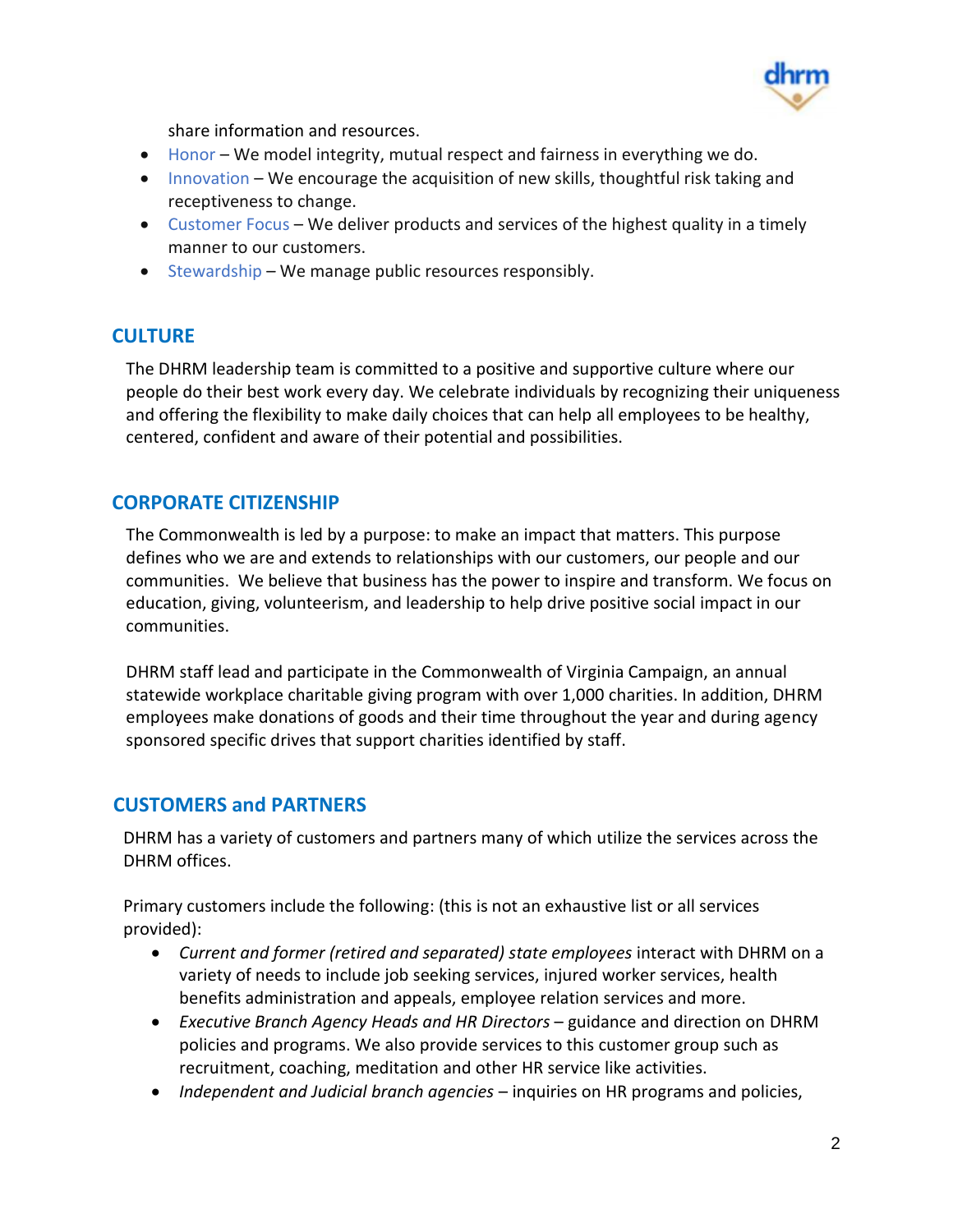share information and resources.

- Honor – We model integrity, mutual respect and fairness in everything we do.
- Innovation – We encourage the acquisition of new skills, thoughtful risk taking and receptiveness to change.
- Customer Focus – We deliver products and services of the highest quality in a timely manner to our customers.
- Stewardship – We manage public resources responsibly.

## CULTURE

The DHRM leadership team is committed to a positive and supportive culture where our people do their best work every day. We celebrate individuals by recognizing their uniqueness and offering the flexibility to make daily choices that can help all employees to be healthy, centered, confident and aware of their potential and possibilities.

## CORPORATE CITIZENSHIP

The Commonwealth is led by a purpose: to make an impact that matters. This purpose defines who we are and extends to relationships with our customers, our people and our communities. We believe that business has the power to inspire and transform. We focus on education, giving, volunteerism, and leadership to help drive positive social impact in our communities.

DHRM staff lead and participate in the Commonwealth of Virginia Campaign, an annual statewide workplace charitable giving program with over 1,000 charities. In addition, DHRM employees make donations of goods and their time throughout the year and during agency sponsored specific drives that support charities identified by staff.

## CUSTOMERS and PARTNERS

DHRM has a variety of customers and partners many of which utilize the services across the DHRM offices.

Primary customers include the following: (this is not an exhaustive list or all services provided):

- *Current and former (retired and separated) state employees* interact with DHRM on a variety of needs to include job seeking services, injured worker services, health benefits administration and appeals, employee relation services and more.
- *Executive Branch Agency Heads and HR Directors* – guidance and direction on DHRM policies and programs. We also provide services to this customer group such as recruitment, coaching, meditation and other HR service like activities.
- *Independent and Judicial branch agencies* – inquiries on HR programs and policies,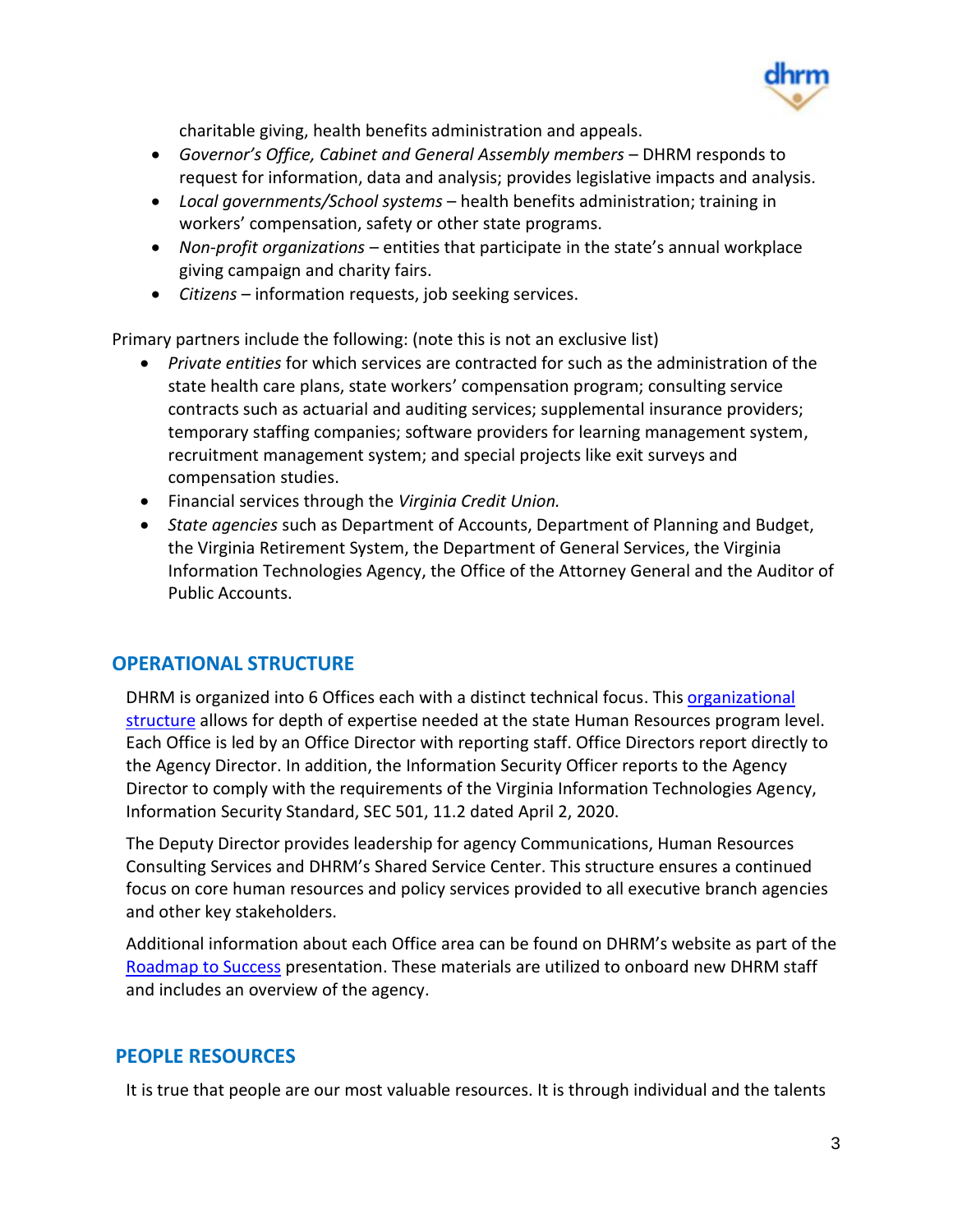charitable giving, health benefits administration and appeals.

- *Governor's Office, Cabinet and General Assembly members* – DHRM responds to request for information, data and analysis; provides legislative impacts and analysis.
- *Local governments/School systems* – health benefits administration; training in workers' compensation, safety or other state programs.
- *Non-profit organizations* – entities that participate in the state's annual workplace giving campaign and charity fairs.
- *Citizens* – information requests, job seeking services.

Primary partners include the following: (note this is not an exclusive list)

- *Private entities* for which services are contracted for such as the administration of the state health care plans, state workers' compensation program; consulting service contracts such as actuarial and auditing services; supplemental insurance providers; temporary staffing companies; software providers for learning management system, recruitment management system; and special projects like exit surveys and compensation studies.
- Financial services through the *Virginia Credit Union.*
- *State agencies* such as Department of Accounts, Department of Planning and Budget, the Virginia Retirement System, the Department of General Services, the Virginia Information Technologies Agency, the Office of the Attorney General and the Auditor of Public Accounts.

## OPERATIONAL STRUCTURE

DHRM is organized into 6 Offices each with a distinct technical focus. This organizational structure allows for depth of expertise needed at the state Human Resources program level. Each Office is led by an Office Director with reporting staff. Office Directors report directly to the Agency Director. In addition, the Information Security Officer reports to the Agency Director to comply with the requirements of the Virginia Information Technologies Agency, Information Security Standard, SEC 501, 11.2 dated April 2, 2020.

The Deputy Director provides leadership for agency Communications, Human Resources Consulting Services and DHRM's Shared Service Center. This structure ensures a continued focus on core human resources and policy services provided to all executive branch agencies and other key stakeholders.

Additional information about each Office area can be found on DHRM's website as part of the Roadmap to Success presentation. These materials are utilized to onboard new DHRM staff and includes an overview of the agency.

## PEOPLE RESOURCES

It is true that people are our most valuable resources. It is through individual and the talents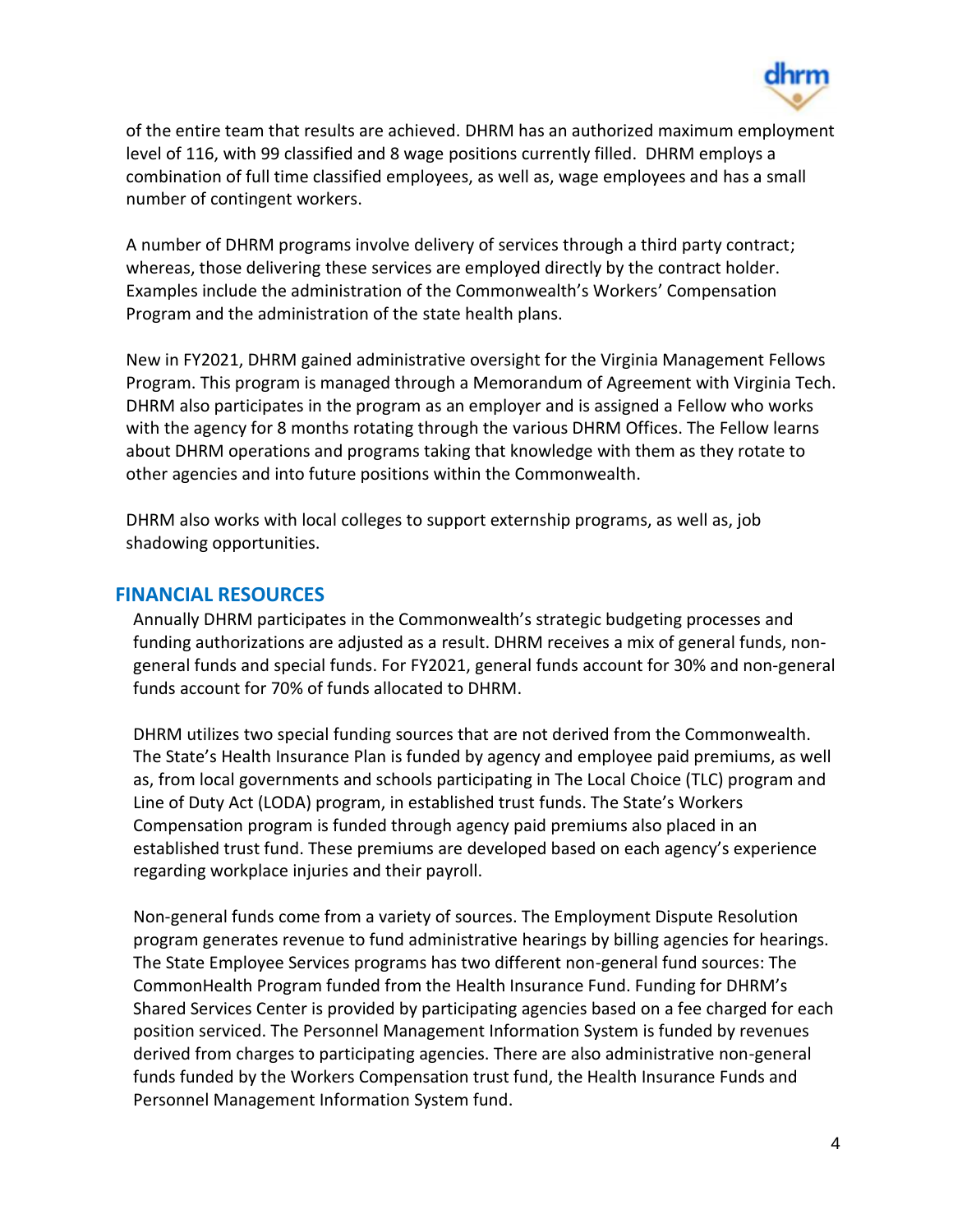of the entire team that results are achieved. DHRM has an authorized maximum employment level of 116, with 99 classified and 8 wage positions currently filled. DHRM employs a combination of full time classified employees, as well as, wage employees and has a small number of contingent workers.

A number of DHRM programs involve delivery of services through a third party contract; whereas, those delivering these services are employed directly by the contract holder. Examples include the administration of the Commonwealth's Workers' Compensation Program and the administration of the state health plans.

New in FY2021, DHRM gained administrative oversight for the Virginia Management Fellows Program. This program is managed through a Memorandum of Agreement with Virginia Tech. DHRM also participates in the program as an employer and is assigned a Fellow who works with the agency for 8 months rotating through the various DHRM Offices. The Fellow learns about DHRM operations and programs taking that knowledge with them as they rotate to other agencies and into future positions within the Commonwealth.

DHRM also works with local colleges to support externship programs, as well as, job shadowing opportunities.

## FINANCIAL RESOURCES

Annually DHRM participates in the Commonwealth's strategic budgeting processes and funding authorizations are adjusted as a result. DHRM receives a mix of general funds, non-general funds and special funds. For FY2021, general funds account for 30% and non-general funds account for 70% of funds allocated to DHRM.

DHRM utilizes two special funding sources that are not derived from the Commonwealth. The State's Health Insurance Plan is funded by agency and employee paid premiums, as well as, from local governments and schools participating in The Local Choice (TLC) program and Line of Duty Act (LODA) program, in established trust funds. The State's Workers Compensation program is funded through agency paid premiums also placed in an established trust fund. These premiums are developed based on each agency's experience regarding workplace injuries and their payroll.

Non-general funds come from a variety of sources. The Employment Dispute Resolution program generates revenue to fund administrative hearings by billing agencies for hearings. The State Employee Services programs has two different non-general fund sources: The CommonHealth Program funded from the Health Insurance Fund. Funding for DHRM's Shared Services Center is provided by participating agencies based on a fee charged for each position serviced. The Personnel Management Information System is funded by revenues derived from charges to participating agencies. There are also administrative non-general funds funded by the Workers Compensation trust fund, the Health Insurance Funds and Personnel Management Information System fund.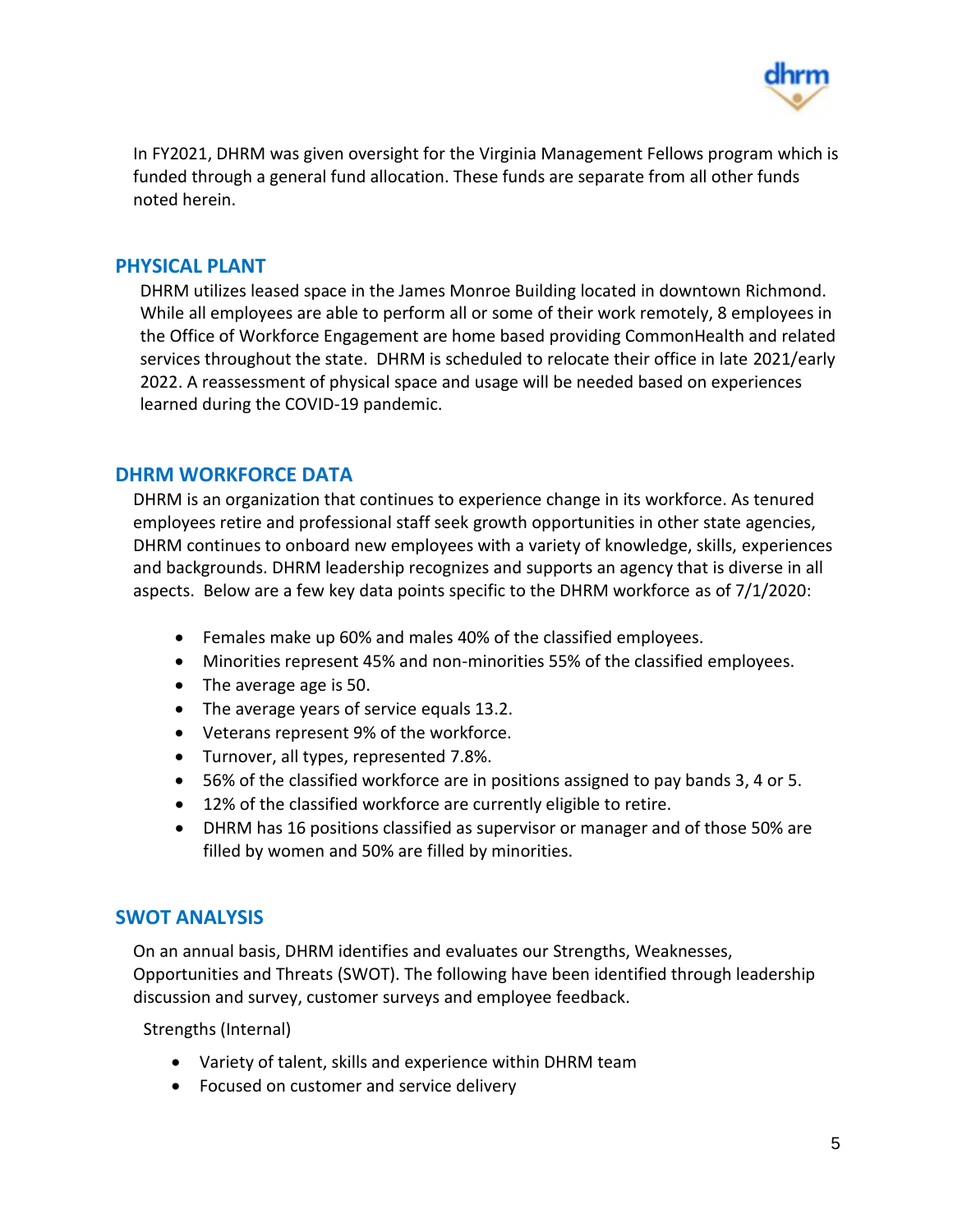In FY2021, DHRM was given oversight for the Virginia Management Fellows program which is funded through a general fund allocation. These funds are separate from all other funds noted herein.

## PHYSICAL PLANT

DHRM utilizes leased space in the James Monroe Building located in downtown Richmond. While all employees are able to perform all or some of their work remotely, 8 employees in the Office of Workforce Engagement are home based providing CommonHealth and related services throughout the state. DHRM is scheduled to relocate their office in late 2021/early 2022. A reassessment of physical space and usage will be needed based on experiences learned during the COVID-19 pandemic.

## DHRM WORKFORCE DATA

DHRM is an organization that continues to experience change in its workforce. As tenured employees retire and professional staff seek growth opportunities in other state agencies, DHRM continues to onboard new employees with a variety of knowledge, skills, experiences and backgrounds. DHRM leadership recognizes and supports an agency that is diverse in all aspects. Below are a few key data points specific to the DHRM workforce as of 7/1/2020:

- Females make up 60% and males 40% of the classified employees.
- Minorities represent 45% and non-minorities 55% of the classified employees.
- The average age is 50.
- The average years of service equals 13.2.
- Veterans represent 9% of the workforce.
- Turnover, all types, represented 7.8%.
- 56% of the classified workforce are in positions assigned to pay bands 3, 4 or 5.
- 12% of the classified workforce are currently eligible to retire.
- DHRM has 16 positions classified as supervisor or manager and of those 50% are filled by women and 50% are filled by minorities.

## SWOT ANALYSIS

On an annual basis, DHRM identifies and evaluates our Strengths, Weaknesses, Opportunities and Threats (SWOT). The following have been identified through leadership discussion and survey, customer surveys and employee feedback.

Strengths (Internal)

- Variety of talent, skills and experience within DHRM team
- Focused on customer and service delivery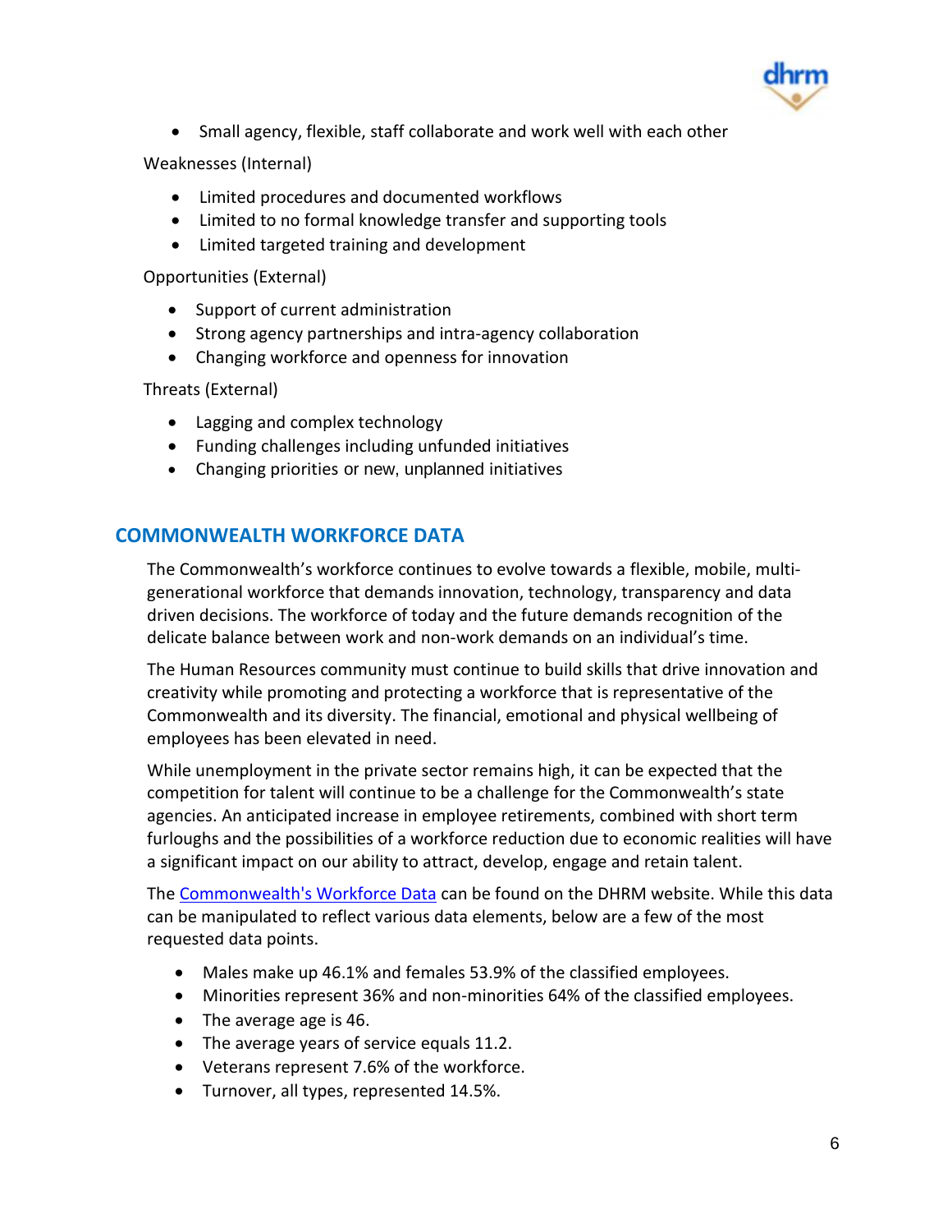- Small agency, flexible, staff collaborate and work well with each other

Weaknesses (Internal)

- Limited procedures and documented workflows
- Limited to no formal knowledge transfer and supporting tools
- Limited targeted training and development

Opportunities (External)

- Support of current administration
- Strong agency partnerships and intra-agency collaboration
- Changing workforce and openness for innovation

Threats (External)

- Lagging and complex technology
- Funding challenges including unfunded initiatives
- Changing priorities or new, unplanned initiatives

## COMMONWEALTH WORKFORCE DATA

The Commonwealth's workforce continues to evolve towards a flexible, mobile, multi-generational workforce that demands innovation, technology, transparency and data driven decisions. The workforce of today and the future demands recognition of the delicate balance between work and non-work demands on an individual's time.

The Human Resources community must continue to build skills that drive innovation and creativity while promoting and protecting a workforce that is representative of the Commonwealth and its diversity. The financial, emotional and physical wellbeing of employees has been elevated in need.

While unemployment in the private sector remains high, it can be expected that the competition for talent will continue to be a challenge for the Commonwealth's state agencies. An anticipated increase in employee retirements, combined with short term furloughs and the possibilities of a workforce reduction due to economic realities will have a significant impact on our ability to attract, develop, engage and retain talent.

The Commonwealth's Workforce Data can be found on the DHRM website. While this data can be manipulated to reflect various data elements, below are a few of the most requested data points.

- Males make up 46.1% and females 53.9% of the classified employees.
- Minorities represent 36% and non-minorities 64% of the classified employees.
- The average age is 46.
- The average years of service equals 11.2.
- Veterans represent 7.6% of the workforce.
- Turnover, all types, represented 14.5%.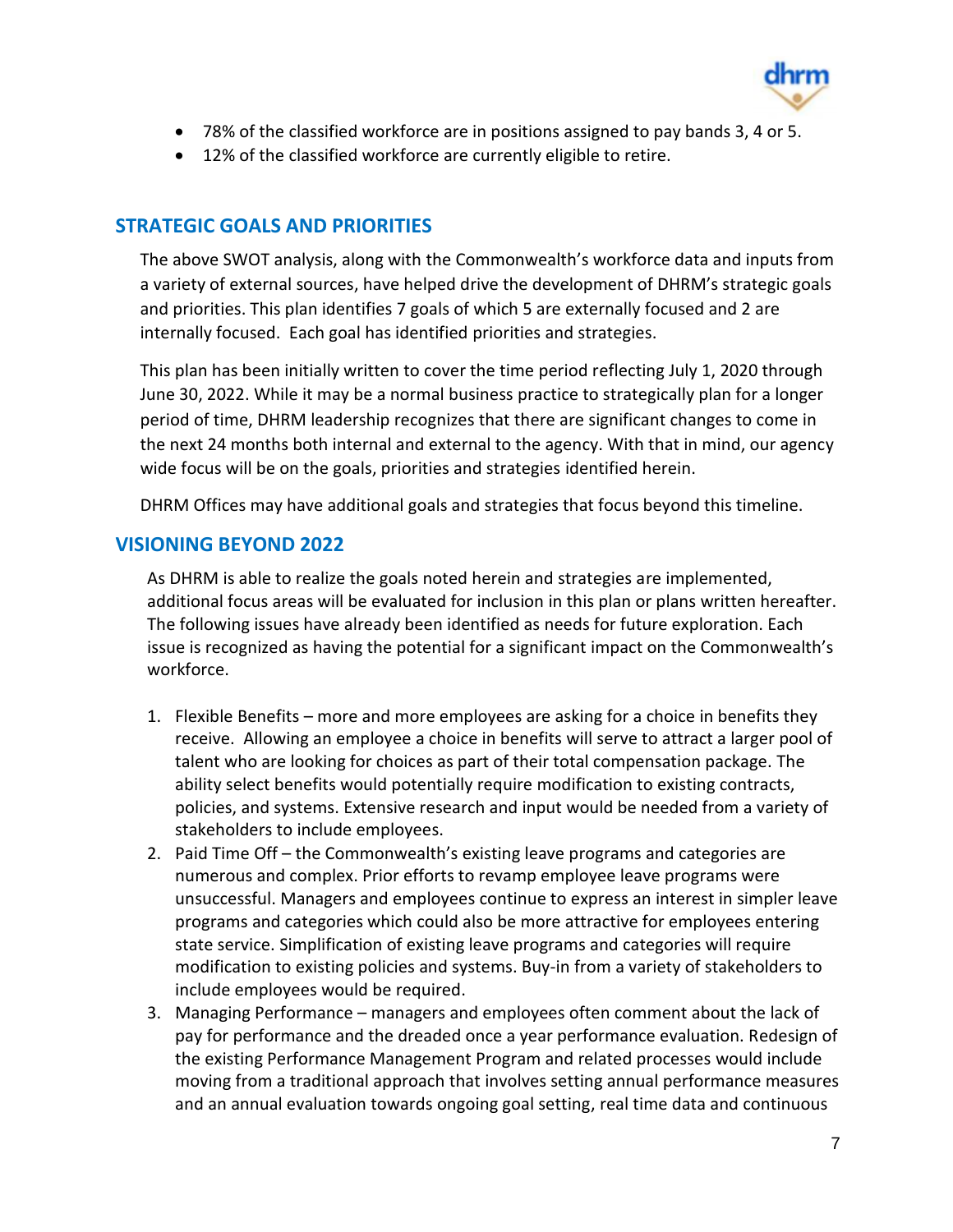- 78% of the classified workforce are in positions assigned to pay bands 3, 4 or 5.
- 12% of the classified workforce are currently eligible to retire.

## STRATEGIC GOALS AND PRIORITIES

The above SWOT analysis, along with the Commonwealth's workforce data and inputs from a variety of external sources, have helped drive the development of DHRM's strategic goals and priorities. This plan identifies 7 goals of which 5 are externally focused and 2 are internally focused. Each goal has identified priorities and strategies.

This plan has been initially written to cover the time period reflecting July 1, 2020 through June 30, 2022. While it may be a normal business practice to strategically plan for a longer period of time, DHRM leadership recognizes that there are significant changes to come in the next 24 months both internal and external to the agency. With that in mind, our agency wide focus will be on the goals, priorities and strategies identified herein.

DHRM Offices may have additional goals and strategies that focus beyond this timeline.

## VISIONING BEYOND 2022

As DHRM is able to realize the goals noted herein and strategies are implemented, additional focus areas will be evaluated for inclusion in this plan or plans written hereafter. The following issues have already been identified as needs for future exploration. Each issue is recognized as having the potential for a significant impact on the Commonwealth's workforce.

1. Flexible Benefits – more and more employees are asking for a choice in benefits they receive. Allowing an employee a choice in benefits will serve to attract a larger pool of talent who are looking for choices as part of their total compensation package. The ability select benefits would potentially require modification to existing contracts, policies, and systems. Extensive research and input would be needed from a variety of stakeholders to include employees.
2. Paid Time Off – the Commonwealth's existing leave programs and categories are numerous and complex. Prior efforts to revamp employee leave programs were unsuccessful. Managers and employees continue to express an interest in simpler leave programs and categories which could also be more attractive for employees entering state service. Simplification of existing leave programs and categories will require modification to existing policies and systems. Buy-in from a variety of stakeholders to include employees would be required.
3. Managing Performance – managers and employees often comment about the lack of pay for performance and the dreaded once a year performance evaluation. Redesign of the existing Performance Management Program and related processes would include moving from a traditional approach that involves setting annual performance measures and an annual evaluation towards ongoing goal setting, real time data and continuous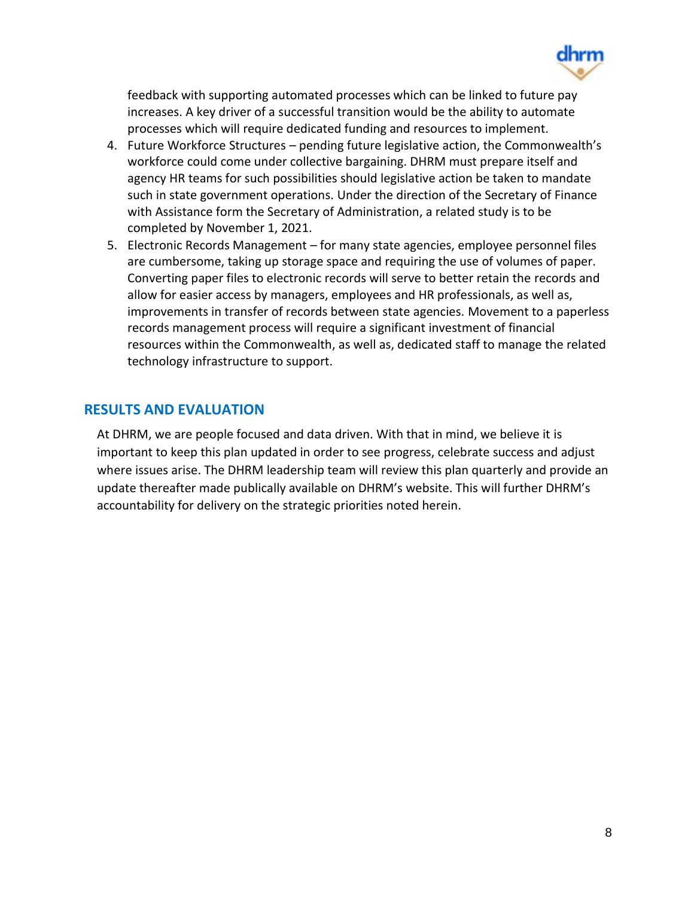feedback with supporting automated processes which can be linked to future pay increases. A key driver of a successful transition would be the ability to automate processes which will require dedicated funding and resources to implement.

4. Future Workforce Structures – pending future legislative action, the Commonwealth's workforce could come under collective bargaining. DHRM must prepare itself and agency HR teams for such possibilities should legislative action be taken to mandate such in state government operations. Under the direction of the Secretary of Finance with Assistance form the Secretary of Administration, a related study is to be completed by November 1, 2021.
5. Electronic Records Management – for many state agencies, employee personnel files are cumbersome, taking up storage space and requiring the use of volumes of paper. Converting paper files to electronic records will serve to better retain the records and allow for easier access by managers, employees and HR professionals, as well as, improvements in transfer of records between state agencies. Movement to a paperless records management process will require a significant investment of financial resources within the Commonwealth, as well as, dedicated staff to manage the related technology infrastructure to support.

## RESULTS AND EVALUATION

At DHRM, we are people focused and data driven. With that in mind, we believe it is important to keep this plan updated in order to see progress, celebrate success and adjust where issues arise. The DHRM leadership team will review this plan quarterly and provide an update thereafter made publically available on DHRM's website. This will further DHRM's accountability for delivery on the strategic priorities noted herein.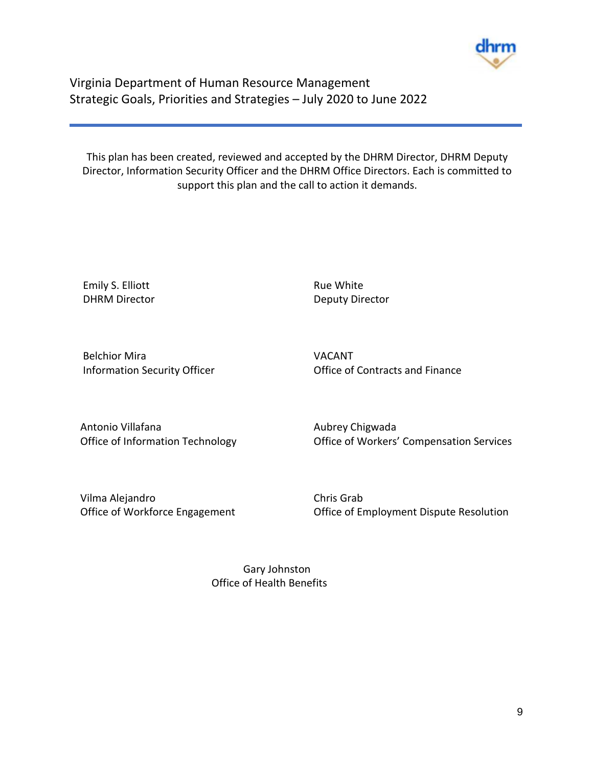Virginia Department of Human Resource Management
Strategic Goals, Priorities and Strategies – July 2020 to June 2022

This plan has been created, reviewed and accepted by the DHRM Director, DHRM Deputy Director, Information Security Officer and the DHRM Office Directors. Each is committed to support this plan and the call to action it demands.

Emily S. Elliott
DHRM Director

Rue White
Deputy Director

Belchior Mira
Information Security Officer

VACANT
Office of Contracts and Finance

Antonio Villafana
Office of Information Technology

Aubrey Chigwada
Office of Workers' Compensation Services

Vilma Alejandro
Office of Workforce Engagement

Chris Grab
Office of Employment Dispute Resolution

Gary Johnston
Office of Health Benefits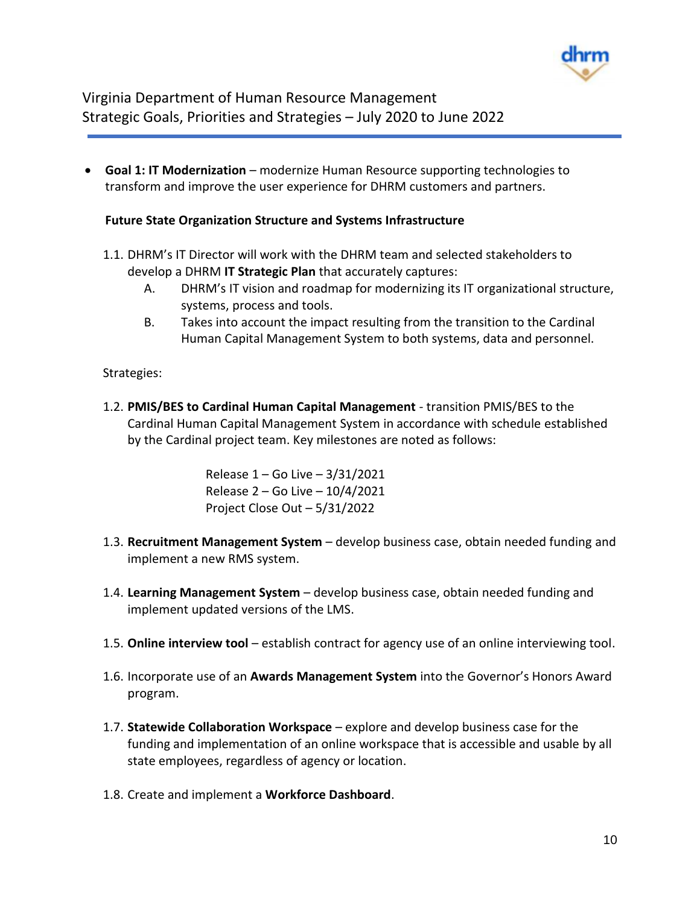Virginia Department of Human Resource Management
Strategic Goals, Priorities and Strategies – July 2020 to June 2022

- **Goal 1: IT Modernization** – modernize Human Resource supporting technologies to transform and improve the user experience for DHRM customers and partners.

  **Future State Organization Structure and Systems Infrastructure**

  1.1. DHRM's IT Director will work with the DHRM team and selected stakeholders to develop a DHRM **IT Strategic Plan** that accurately captures:
     - A. DHRM's IT vision and roadmap for modernizing its IT organizational structure, systems, process and tools.
     - B. Takes into account the impact resulting from the transition to the Cardinal Human Capital Management System to both systems, data and personnel.

  Strategies:

  1.2. **PMIS/BES to Cardinal Human Capital Management** - transition PMIS/BES to the Cardinal Human Capital Management System in accordance with schedule established by the Cardinal project team. Key milestones are noted as follows:

  Release 1 – Go Live – 3/31/2021
  Release 2 – Go Live – 10/4/2021
  Project Close Out – 5/31/2022

  1.3. **Recruitment Management System** – develop business case, obtain needed funding and implement a new RMS system.

  1.4. **Learning Management System** – develop business case, obtain needed funding and implement updated versions of the LMS.

  1.5. **Online interview tool** – establish contract for agency use of an online interviewing tool.

  1.6. Incorporate use of an **Awards Management System** into the Governor's Honors Award program.

  1.7. **Statewide Collaboration Workspace** – explore and develop business case for the funding and implementation of an online workspace that is accessible and usable by all state employees, regardless of agency or location.

  1.8. Create and implement a **Workforce Dashboard**.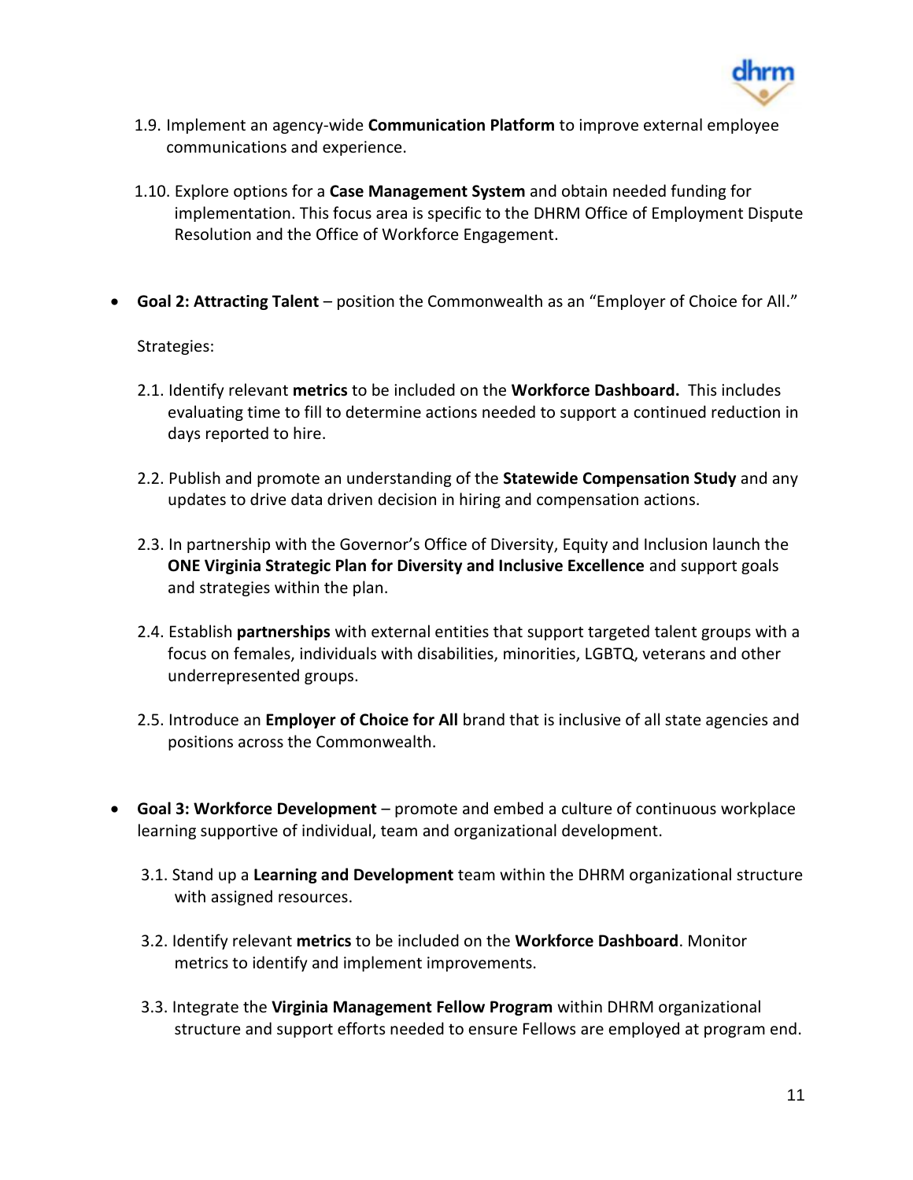1.9. Implement an agency-wide **Communication Platform** to improve external employee communications and experience.

1.10. Explore options for a **Case Management System** and obtain needed funding for implementation. This focus area is specific to the DHRM Office of Employment Dispute Resolution and the Office of Workforce Engagement.

- **Goal 2: Attracting Talent** – position the Commonwealth as an "Employer of Choice for All."

  Strategies:

  2.1. Identify relevant **metrics** to be included on the **Workforce Dashboard.** This includes evaluating time to fill to determine actions needed to support a continued reduction in days reported to hire.

  2.2. Publish and promote an understanding of the **Statewide Compensation Study** and any updates to drive data driven decision in hiring and compensation actions.

  2.3. In partnership with the Governor's Office of Diversity, Equity and Inclusion launch the **ONE Virginia Strategic Plan for Diversity and Inclusive Excellence** and support goals and strategies within the plan.

  2.4. Establish **partnerships** with external entities that support targeted talent groups with a focus on females, individuals with disabilities, minorities, LGBTQ, veterans and other underrepresented groups.

  2.5. Introduce an **Employer of Choice for All** brand that is inclusive of all state agencies and positions across the Commonwealth.

- **Goal 3: Workforce Development** – promote and embed a culture of continuous workplace learning supportive of individual, team and organizational development.

  3.1. Stand up a **Learning and Development** team within the DHRM organizational structure with assigned resources.

  3.2. Identify relevant **metrics** to be included on the **Workforce Dashboard**. Monitor metrics to identify and implement improvements.

  3.3. Integrate the **Virginia Management Fellow Program** within DHRM organizational structure and support efforts needed to ensure Fellows are employed at program end.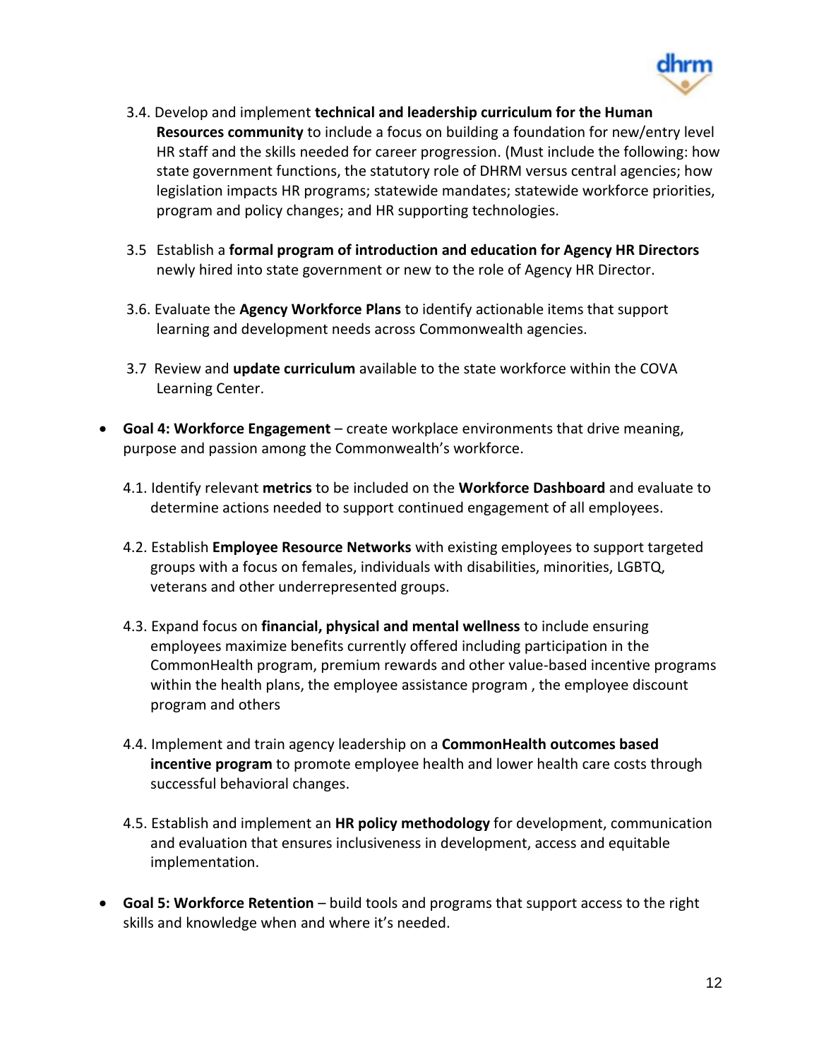3.4. Develop and implement **technical and leadership curriculum for the Human Resources community** to include a focus on building a foundation for new/entry level HR staff and the skills needed for career progression. (Must include the following: how state government functions, the statutory role of DHRM versus central agencies; how legislation impacts HR programs; statewide mandates; statewide workforce priorities, program and policy changes; and HR supporting technologies.

3.5 Establish a **formal program of introduction and education for Agency HR Directors** newly hired into state government or new to the role of Agency HR Director.

3.6. Evaluate the **Agency Workforce Plans** to identify actionable items that support learning and development needs across Commonwealth agencies.

3.7 Review and **update curriculum** available to the state workforce within the COVA Learning Center.

- **Goal 4: Workforce Engagement** – create workplace environments that drive meaning, purpose and passion among the Commonwealth's workforce.

  4.1. Identify relevant **metrics** to be included on the **Workforce Dashboard** and evaluate to determine actions needed to support continued engagement of all employees.

  4.2. Establish **Employee Resource Networks** with existing employees to support targeted groups with a focus on females, individuals with disabilities, minorities, LGBTQ, veterans and other underrepresented groups.

  4.3. Expand focus on **financial, physical and mental wellness** to include ensuring employees maximize benefits currently offered including participation in the CommonHealth program, premium rewards and other value-based incentive programs within the health plans, the employee assistance program , the employee discount program and others

  4.4. Implement and train agency leadership on a **CommonHealth outcomes based incentive program** to promote employee health and lower health care costs through successful behavioral changes.

  4.5. Establish and implement an **HR policy methodology** for development, communication and evaluation that ensures inclusiveness in development, access and equitable implementation.

- **Goal 5: Workforce Retention** – build tools and programs that support access to the right skills and knowledge when and where it's needed.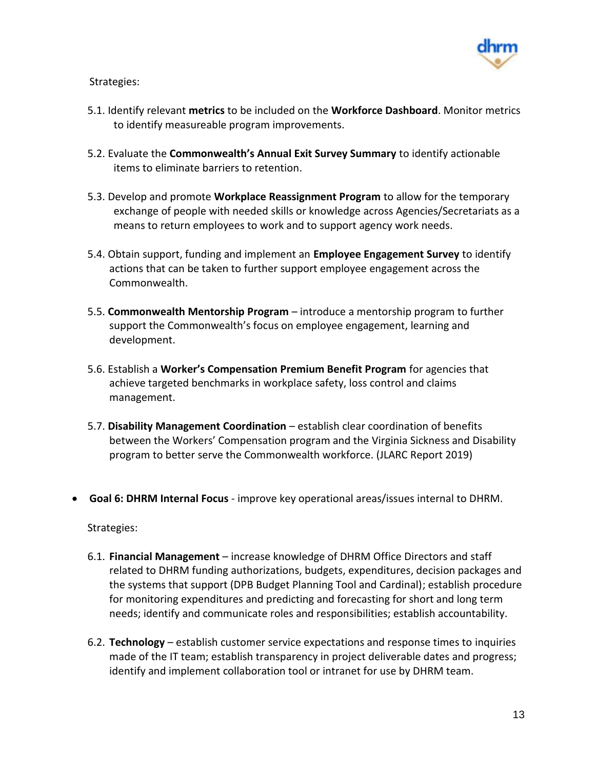Strategies:

5.1. Identify relevant **metrics** to be included on the **Workforce Dashboard**. Monitor metrics to identify measureable program improvements.

5.2. Evaluate the **Commonwealth's Annual Exit Survey Summary** to identify actionable items to eliminate barriers to retention.

5.3. Develop and promote **Workplace Reassignment Program** to allow for the temporary exchange of people with needed skills or knowledge across Agencies/Secretariats as a means to return employees to work and to support agency work needs.

5.4. Obtain support, funding and implement an **Employee Engagement Survey** to identify actions that can be taken to further support employee engagement across the Commonwealth.

5.5. **Commonwealth Mentorship Program** – introduce a mentorship program to further support the Commonwealth's focus on employee engagement, learning and development.

5.6. Establish a **Worker's Compensation Premium Benefit Program** for agencies that achieve targeted benchmarks in workplace safety, loss control and claims management.

5.7. **Disability Management Coordination** – establish clear coordination of benefits between the Workers' Compensation program and the Virginia Sickness and Disability program to better serve the Commonwealth workforce. (JLARC Report 2019)

- **Goal 6: DHRM Internal Focus** - improve key operational areas/issues internal to DHRM.

  Strategies:

  6.1. **Financial Management** – increase knowledge of DHRM Office Directors and staff related to DHRM funding authorizations, budgets, expenditures, decision packages and the systems that support (DPB Budget Planning Tool and Cardinal); establish procedure for monitoring expenditures and predicting and forecasting for short and long term needs; identify and communicate roles and responsibilities; establish accountability.

  6.2. **Technology** – establish customer service expectations and response times to inquiries made of the IT team; establish transparency in project deliverable dates and progress; identify and implement collaboration tool or intranet for use by DHRM team.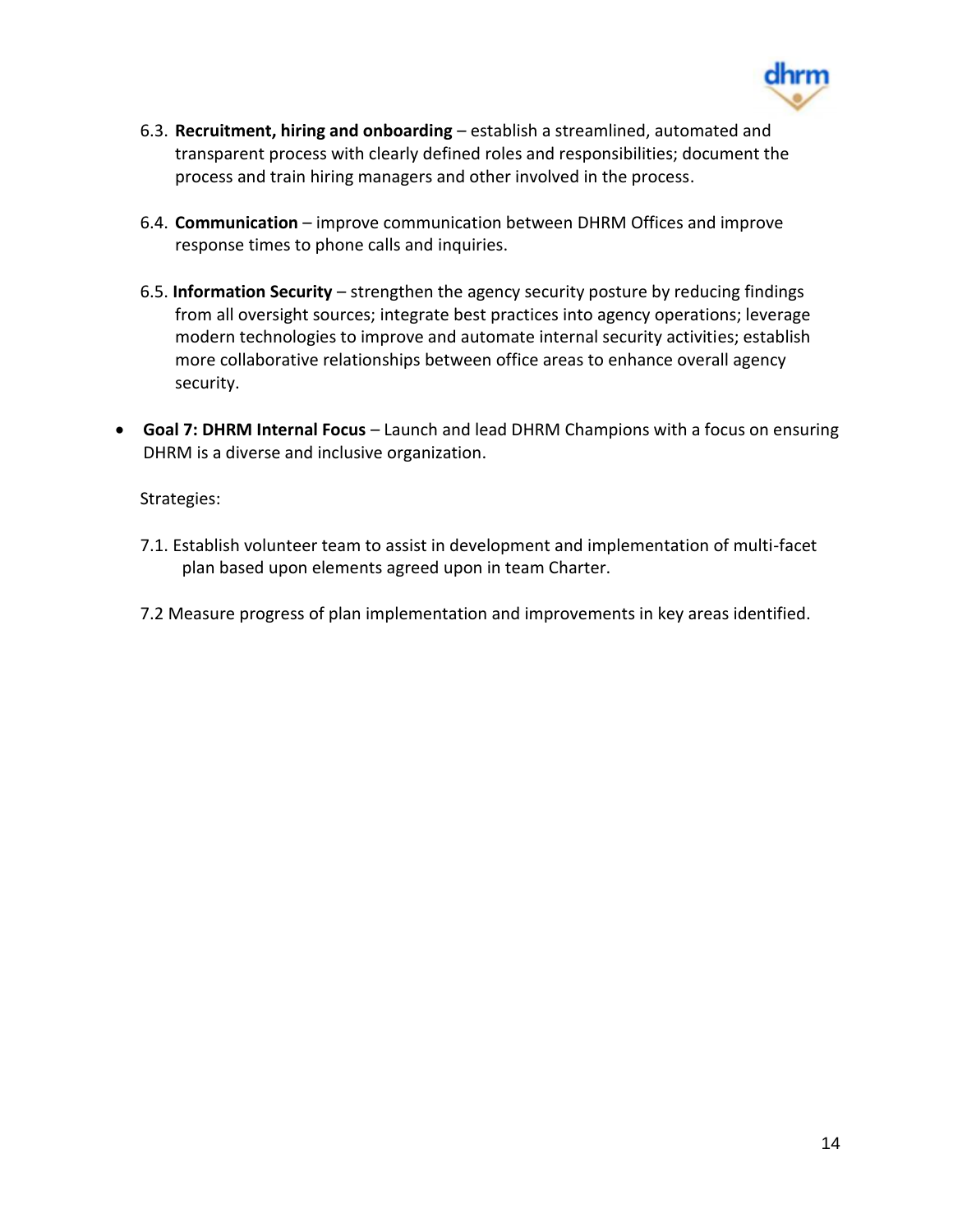6.3. **Recruitment, hiring and onboarding** – establish a streamlined, automated and transparent process with clearly defined roles and responsibilities; document the process and train hiring managers and other involved in the process.

6.4. **Communication** – improve communication between DHRM Offices and improve response times to phone calls and inquiries.

6.5. **Information Security** – strengthen the agency security posture by reducing findings from all oversight sources; integrate best practices into agency operations; leverage modern technologies to improve and automate internal security activities; establish more collaborative relationships between office areas to enhance overall agency security.

- **Goal 7: DHRM Internal Focus** – Launch and lead DHRM Champions with a focus on ensuring DHRM is a diverse and inclusive organization.

  Strategies:

  7.1. Establish volunteer team to assist in development and implementation of multi-facet plan based upon elements agreed upon in team Charter.

  7.2 Measure progress of plan implementation and improvements in key areas identified.